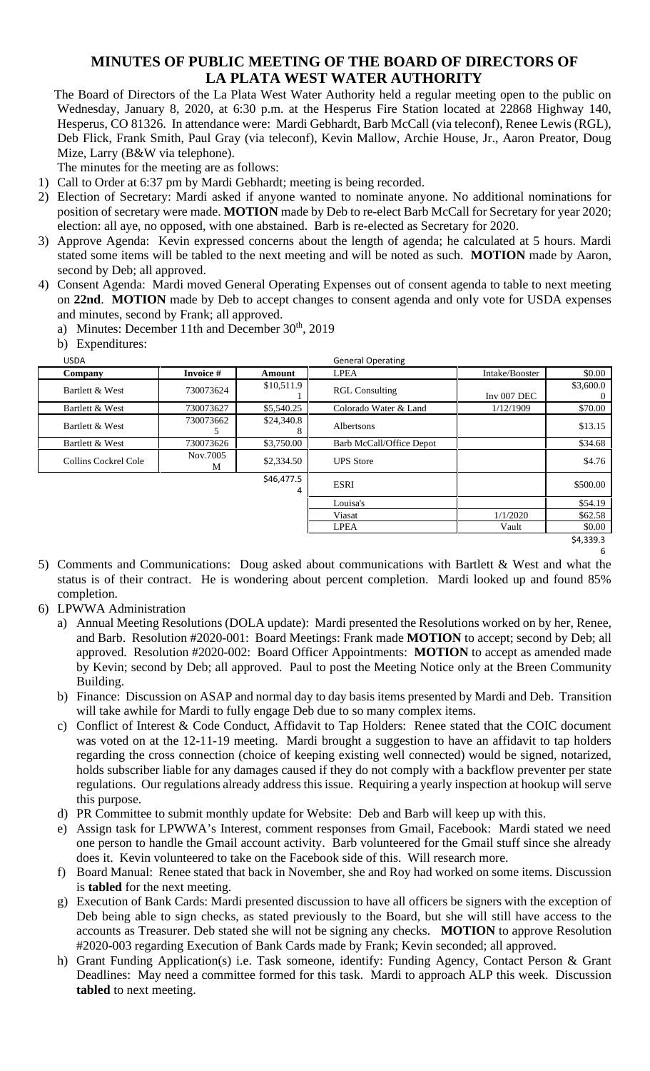# MINUTES OF PUBLIC MEETING OF THE BOARD OF DIRECTORS OF LA PLATA WEST WATER AUTHORITY

The Board of Directors of the La Plata West Water Authority held a regular meeting open to the public on Wednesday, January 8, 2020, at 6:30 p.m. at the Hesperus Fire Station located at 22868 Highway 140, Hesperus, CO 81326. In attendance were: Mardi Gebhardt, Barb McCall (via teleconf), Renee Lewis (RGL), Deb Flick, Frank Smith, Paul Gray (via teleconf), Kevin Mallow, Archie House, Jr., Aaron Preator, Doug Mize, Larry (B&W via telephone).

The minutes for the meeting are as follows:

1) Call to Order at 6:37 pm by Mardi Gebhardt; meeting is being recorded.
2) Election of Secretary: Mardi asked if anyone wanted to nominate anyone. No additional nominations for position of secretary were made. **MOTION** made by Deb to re-elect Barb McCall for Secretary for year 2020; election: all aye, no opposed, with one abstained. Barb is re-elected as Secretary for 2020.
3) Approve Agenda: Kevin expressed concerns about the length of agenda; he calculated at 5 hours. Mardi stated some items will be tabled to the next meeting and will be noted as such. **MOTION** made by Aaron, second by Deb; all approved.
4) Consent Agenda: Mardi moved General Operating Expenses out of consent agenda to table to next meeting on **22nd**. **MOTION** made by Deb to accept changes to consent agenda and only vote for USDA expenses and minutes, second by Frank; all approved.
   a) Minutes: December 11th and December 30th, 2019
   b) Expenditures:

USDA

| Company | Invoice # | Amount |
|---|---|---|
| Bartlett & West | 730073624 | $10,511.91 |
| Bartlett & West | 730073627 | $5,540.25 |
| Bartlett & West | 730073662 5 | $24,340.88 |
| Bartlett & West | 730073626 | $3,750.00 |
| Collins Cockrel Cole | Nov.7005 M | $2,334.50 |
| | | $46,477.54 |

General Operating

| | | |
|---|---|---|
| LPEA | Intake/Booster | $0.00 |
| RGL Consulting | Inv 007 DEC | $3,600.00 |
| Colorado Water & Land | 1/12/1909 | $70.00 |
| Albertsons | | $13.15 |
| Barb McCall/Office Depot | | $34.68 |
| UPS Store | | $4.76 |
| ESRI | | $500.00 |
| Louisa's | | $54.19 |
| Viasat | 1/1/2020 | $62.58 |
| LPEA | Vault | $0.00 |
| | | $4,339.36 |

5) Comments and Communications: Doug asked about communications with Bartlett & West and what the status is of their contract. He is wondering about percent completion. Mardi looked up and found 85% completion.
6) LPWWA Administration
   a) Annual Meeting Resolutions (DOLA update): Mardi presented the Resolutions worked on by her, Renee, and Barb. Resolution #2020-001: Board Meetings: Frank made **MOTION** to accept; second by Deb; all approved. Resolution #2020-002: Board Officer Appointments: **MOTION** to accept as amended made by Kevin; second by Deb; all approved. Paul to post the Meeting Notice only at the Breen Community Building.
   b) Finance: Discussion on ASAP and normal day to day basis items presented by Mardi and Deb. Transition will take awhile for Mardi to fully engage Deb due to so many complex items.
   c) Conflict of Interest & Code Conduct, Affidavit to Tap Holders: Renee stated that the COIC document was voted on at the 12-11-19 meeting. Mardi brought a suggestion to have an affidavit to tap holders regarding the cross connection (choice of keeping existing well connected) would be signed, notarized, holds subscriber liable for any damages caused if they do not comply with a backflow preventer per state regulations. Our regulations already address this issue. Requiring a yearly inspection at hookup will serve this purpose.
   d) PR Committee to submit monthly update for Website: Deb and Barb will keep up with this.
   e) Assign task for LPWWA's Interest, comment responses from Gmail, Facebook: Mardi stated we need one person to handle the Gmail account activity. Barb volunteered for the Gmail stuff since she already does it. Kevin volunteered to take on the Facebook side of this. Will research more.
   f) Board Manual: Renee stated that back in November, she and Roy had worked on some items. Discussion is **tabled** for the next meeting.
   g) Execution of Bank Cards: Mardi presented discussion to have all officers be signers with the exception of Deb being able to sign checks, as stated previously to the Board, but she will still have access to the accounts as Treasurer. Deb stated she will not be signing any checks. **MOTION** to approve Resolution #2020-003 regarding Execution of Bank Cards made by Frank; Kevin seconded; all approved.
   h) Grant Funding Application(s) i.e. Task someone, identify: Funding Agency, Contact Person & Grant Deadlines: May need a committee formed for this task. Mardi to approach ALP this week. Discussion **tabled** to next meeting.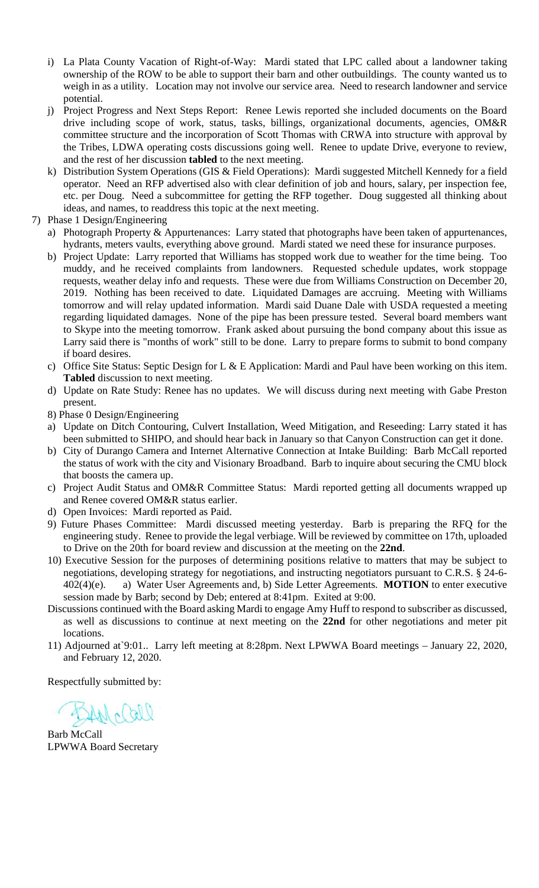i) La Plata County Vacation of Right-of-Way: Mardi stated that LPC called about a landowner taking ownership of the ROW to be able to support their barn and other outbuildings. The county wanted us to weigh in as a utility. Location may not involve our service area. Need to research landowner and service potential.

j) Project Progress and Next Steps Report: Renee Lewis reported she included documents on the Board drive including scope of work, status, tasks, billings, organizational documents, agencies, OM&R committee structure and the incorporation of Scott Thomas with CRWA into structure with approval by the Tribes, LDWA operating costs discussions going well. Renee to update Drive, everyone to review, and the rest of her discussion **tabled** to the next meeting.

k) Distribution System Operations (GIS & Field Operations): Mardi suggested Mitchell Kennedy for a field operator. Need an RFP advertised also with clear definition of job and hours, salary, per inspection fee, etc. per Doug. Need a subcommittee for getting the RFP together. Doug suggested all thinking about ideas, and names, to readdress this topic at the next meeting.

7) Phase 1 Design/Engineering

a) Photograph Property & Appurtenances: Larry stated that photographs have been taken of appurtenances, hydrants, meters vaults, everything above ground. Mardi stated we need these for insurance purposes.

b) Project Update: Larry reported that Williams has stopped work due to weather for the time being. Too muddy, and he received complaints from landowners. Requested schedule updates, work stoppage requests, weather delay info and requests. These were due from Williams Construction on December 20, 2019. Nothing has been received to date. Liquidated Damages are accruing. Meeting with Williams tomorrow and will relay updated information. Mardi said Duane Dale with USDA requested a meeting regarding liquidated damages. None of the pipe has been pressure tested. Several board members want to Skype into the meeting tomorrow. Frank asked about pursuing the bond company about this issue as Larry said there is "months of work" still to be done. Larry to prepare forms to submit to bond company if board desires.

c) Office Site Status: Septic Design for L & E Application: Mardi and Paul have been working on this item. **Tabled** discussion to next meeting.

d) Update on Rate Study: Renee has no updates. We will discuss during next meeting with Gabe Preston present.

8) Phase 0 Design/Engineering

a) Update on Ditch Contouring, Culvert Installation, Weed Mitigation, and Reseeding: Larry stated it has been submitted to SHIPO, and should hear back in January so that Canyon Construction can get it done.

b) City of Durango Camera and Internet Alternative Connection at Intake Building: Barb McCall reported the status of work with the city and Visionary Broadband. Barb to inquire about securing the CMU block that boosts the camera up.

c) Project Audit Status and OM&R Committee Status: Mardi reported getting all documents wrapped up and Renee covered OM&R status earlier.

d) Open Invoices: Mardi reported as Paid.

9) Future Phases Committee: Mardi discussed meeting yesterday. Barb is preparing the RFQ for the engineering study. Renee to provide the legal verbiage. Will be reviewed by committee on 17th, uploaded to Drive on the 20th for board review and discussion at the meeting on the **22nd**.

10) Executive Session for the purposes of determining positions relative to matters that may be subject to negotiations, developing strategy for negotiations, and instructing negotiators pursuant to C.R.S. § 24-6-402(4)(e). a) Water User Agreements and, b) Side Letter Agreements. **MOTION** to enter executive session made by Barb; second by Deb; entered at 8:41pm. Exited at 9:00.

Discussions continued with the Board asking Mardi to engage Amy Huff to respond to subscriber as discussed, as well as discussions to continue at next meeting on the **22nd** for other negotiations and meter pit locations.

11) Adjourned at`9:01.. Larry left meeting at 8:28pm. Next LPWWA Board meetings – January 22, 2020, and February 12, 2020.

Respectfully submitted by:

Barb McCall
LPWWA Board Secretary